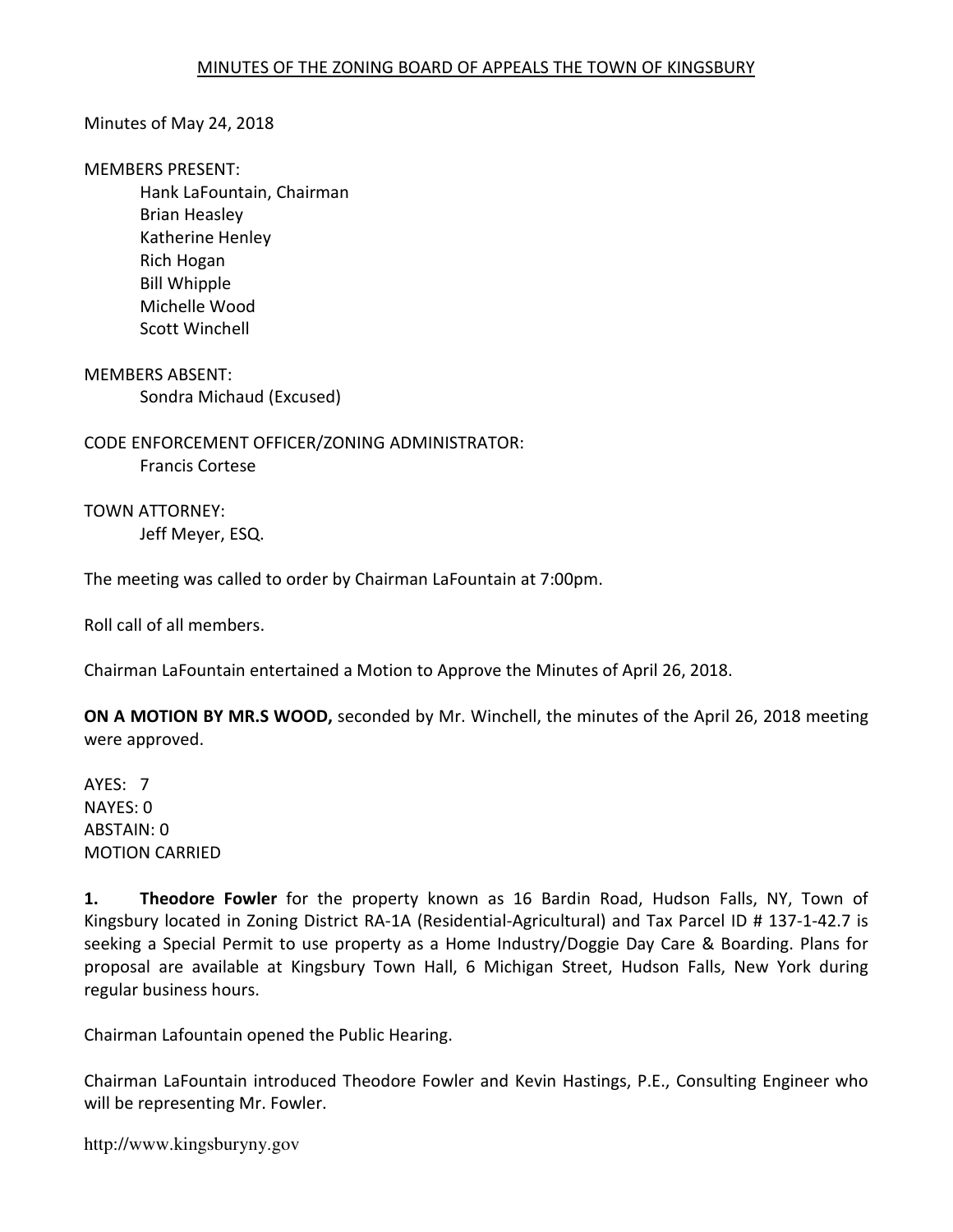# MINUTES OF THE ZONING BOARD OF APPEALS THE TOWN OF KINGSBURY

Minutes of May 24, 2018

MEMBERS PRESENT:

Hank LaFountain, Chairman
Brian Heasley
Katherine Henley
Rich Hogan
Bill Whipple
Michelle Wood
Scott Winchell

MEMBERS ABSENT:

Sondra Michaud (Excused)

CODE ENFORCEMENT OFFICER/ZONING ADMINISTRATOR:

Francis Cortese

TOWN ATTORNEY:

Jeff Meyer, ESQ.

The meeting was called to order by Chairman LaFountain at 7:00pm.

Roll call of all members.

Chairman LaFountain entertained a Motion to Approve the Minutes of April 26, 2018.

**ON A MOTION BY MR.S WOOD,** seconded by Mr. Winchell, the minutes of the April 26, 2018 meeting were approved.

AYES: 7
NAYES: 0
ABSTAIN: 0
MOTION CARRIED

**1.** **Theodore Fowler** for the property known as 16 Bardin Road, Hudson Falls, NY, Town of Kingsbury located in Zoning District RA-1A (Residential-Agricultural) and Tax Parcel ID # 137-1-42.7 is seeking a Special Permit to use property as a Home Industry/Doggie Day Care & Boarding. Plans for proposal are available at Kingsbury Town Hall, 6 Michigan Street, Hudson Falls, New York during regular business hours.

Chairman Lafountain opened the Public Hearing.

Chairman LaFountain introduced Theodore Fowler and Kevin Hastings, P.E., Consulting Engineer who will be representing Mr. Fowler.

http://www.kingsburyny.gov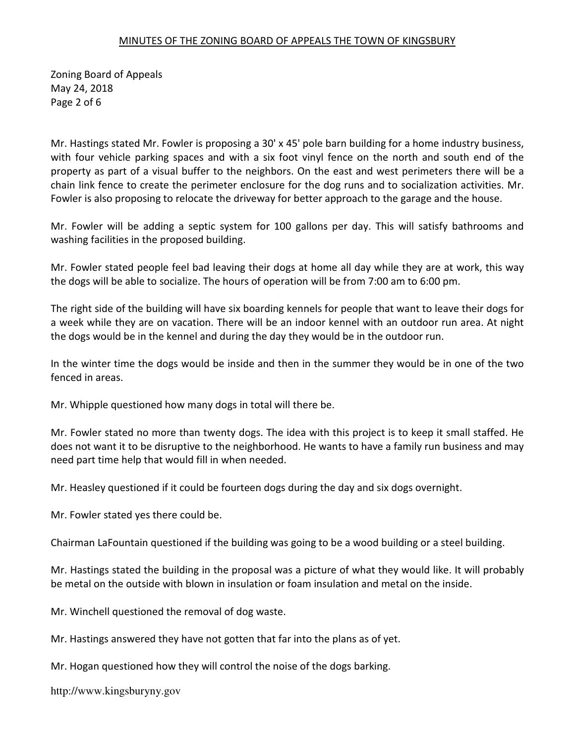Mr. Hastings stated Mr. Fowler is proposing a 30' x 45' pole barn building for a home industry business, with four vehicle parking spaces and with a six foot vinyl fence on the north and south end of the property as part of a visual buffer to the neighbors. On the east and west perimeters there will be a chain link fence to create the perimeter enclosure for the dog runs and to socialization activities. Mr. Fowler is also proposing to relocate the driveway for better approach to the garage and the house.

Mr. Fowler will be adding a septic system for 100 gallons per day. This will satisfy bathrooms and washing facilities in the proposed building.

Mr. Fowler stated people feel bad leaving their dogs at home all day while they are at work, this way the dogs will be able to socialize. The hours of operation will be from 7:00 am to 6:00 pm.

The right side of the building will have six boarding kennels for people that want to leave their dogs for a week while they are on vacation. There will be an indoor kennel with an outdoor run area. At night the dogs would be in the kennel and during the day they would be in the outdoor run.

In the winter time the dogs would be inside and then in the summer they would be in one of the two fenced in areas.

Mr. Whipple questioned how many dogs in total will there be.

Mr. Fowler stated no more than twenty dogs. The idea with this project is to keep it small staffed. He does not want it to be disruptive to the neighborhood. He wants to have a family run business and may need part time help that would fill in when needed.

Mr. Heasley questioned if it could be fourteen dogs during the day and six dogs overnight.

Mr. Fowler stated yes there could be.

Chairman LaFountain questioned if the building was going to be a wood building or a steel building.

Mr. Hastings stated the building in the proposal was a picture of what they would like. It will probably be metal on the outside with blown in insulation or foam insulation and metal on the inside.

Mr. Winchell questioned the removal of dog waste.

Mr. Hastings answered they have not gotten that far into the plans as of yet.

Mr. Hogan questioned how they will control the noise of the dogs barking.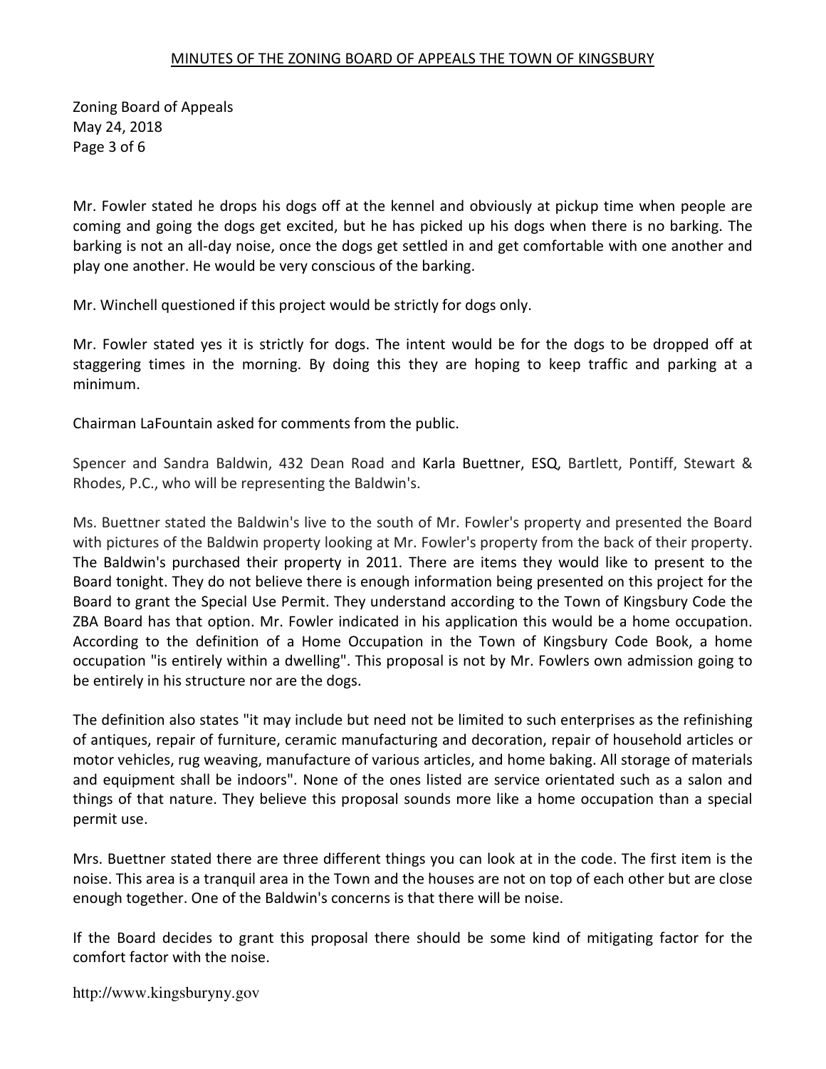Mr. Fowler stated he drops his dogs off at the kennel and obviously at pickup time when people are coming and going the dogs get excited, but he has picked up his dogs when there is no barking. The barking is not an all-day noise, once the dogs get settled in and get comfortable with one another and play one another. He would be very conscious of the barking.

Mr. Winchell questioned if this project would be strictly for dogs only.

Mr. Fowler stated yes it is strictly for dogs. The intent would be for the dogs to be dropped off at staggering times in the morning. By doing this they are hoping to keep traffic and parking at a minimum.

Chairman LaFountain asked for comments from the public.

Spencer and Sandra Baldwin, 432 Dean Road and Karla Buettner, ESQ, Bartlett, Pontiff, Stewart & Rhodes, P.C., who will be representing the Baldwin's.

Ms. Buettner stated the Baldwin's live to the south of Mr. Fowler's property and presented the Board with pictures of the Baldwin property looking at Mr. Fowler's property from the back of their property. The Baldwin's purchased their property in 2011. There are items they would like to present to the Board tonight. They do not believe there is enough information being presented on this project for the Board to grant the Special Use Permit. They understand according to the Town of Kingsbury Code the ZBA Board has that option. Mr. Fowler indicated in his application this would be a home occupation. According to the definition of a Home Occupation in the Town of Kingsbury Code Book, a home occupation "is entirely within a dwelling". This proposal is not by Mr. Fowlers own admission going to be entirely in his structure nor are the dogs.

The definition also states "it may include but need not be limited to such enterprises as the refinishing of antiques, repair of furniture, ceramic manufacturing and decoration, repair of household articles or motor vehicles, rug weaving, manufacture of various articles, and home baking. All storage of materials and equipment shall be indoors". None of the ones listed are service orientated such as a salon and things of that nature. They believe this proposal sounds more like a home occupation than a special permit use.

Mrs. Buettner stated there are three different things you can look at in the code. The first item is the noise. This area is a tranquil area in the Town and the houses are not on top of each other but are close enough together. One of the Baldwin's concerns is that there will be noise.

If the Board decides to grant this proposal there should be some kind of mitigating factor for the comfort factor with the noise.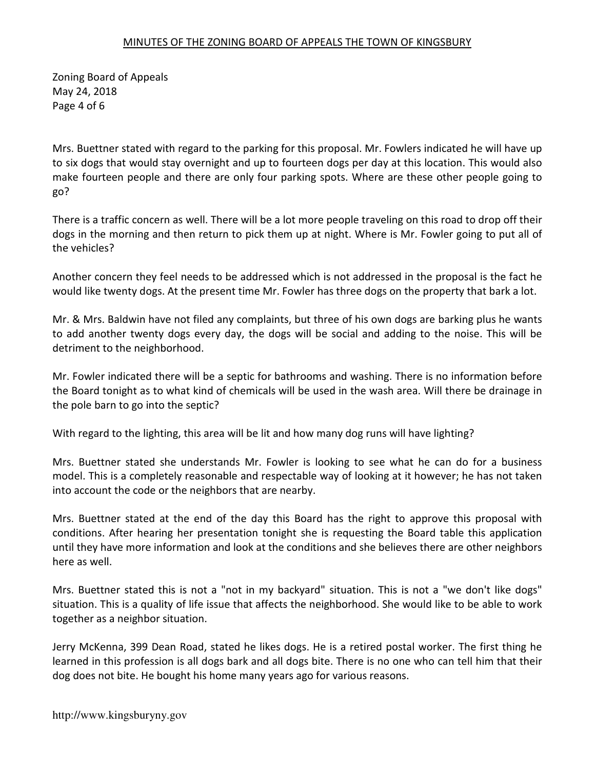Mrs. Buettner stated with regard to the parking for this proposal. Mr. Fowlers indicated he will have up to six dogs that would stay overnight and up to fourteen dogs per day at this location. This would also make fourteen people and there are only four parking spots. Where are these other people going to go?

There is a traffic concern as well. There will be a lot more people traveling on this road to drop off their dogs in the morning and then return to pick them up at night. Where is Mr. Fowler going to put all of the vehicles?

Another concern they feel needs to be addressed which is not addressed in the proposal is the fact he would like twenty dogs. At the present time Mr. Fowler has three dogs on the property that bark a lot.

Mr. & Mrs. Baldwin have not filed any complaints, but three of his own dogs are barking plus he wants to add another twenty dogs every day, the dogs will be social and adding to the noise. This will be detriment to the neighborhood.

Mr. Fowler indicated there will be a septic for bathrooms and washing. There is no information before the Board tonight as to what kind of chemicals will be used in the wash area. Will there be drainage in the pole barn to go into the septic?

With regard to the lighting, this area will be lit and how many dog runs will have lighting?

Mrs. Buettner stated she understands Mr. Fowler is looking to see what he can do for a business model. This is a completely reasonable and respectable way of looking at it however; he has not taken into account the code or the neighbors that are nearby.

Mrs. Buettner stated at the end of the day this Board has the right to approve this proposal with conditions. After hearing her presentation tonight she is requesting the Board table this application until they have more information and look at the conditions and she believes there are other neighbors here as well.

Mrs. Buettner stated this is not a "not in my backyard" situation. This is not a "we don't like dogs" situation. This is a quality of life issue that affects the neighborhood. She would like to be able to work together as a neighbor situation.

Jerry McKenna, 399 Dean Road, stated he likes dogs. He is a retired postal worker. The first thing he learned in this profession is all dogs bark and all dogs bite. There is no one who can tell him that their dog does not bite. He bought his home many years ago for various reasons.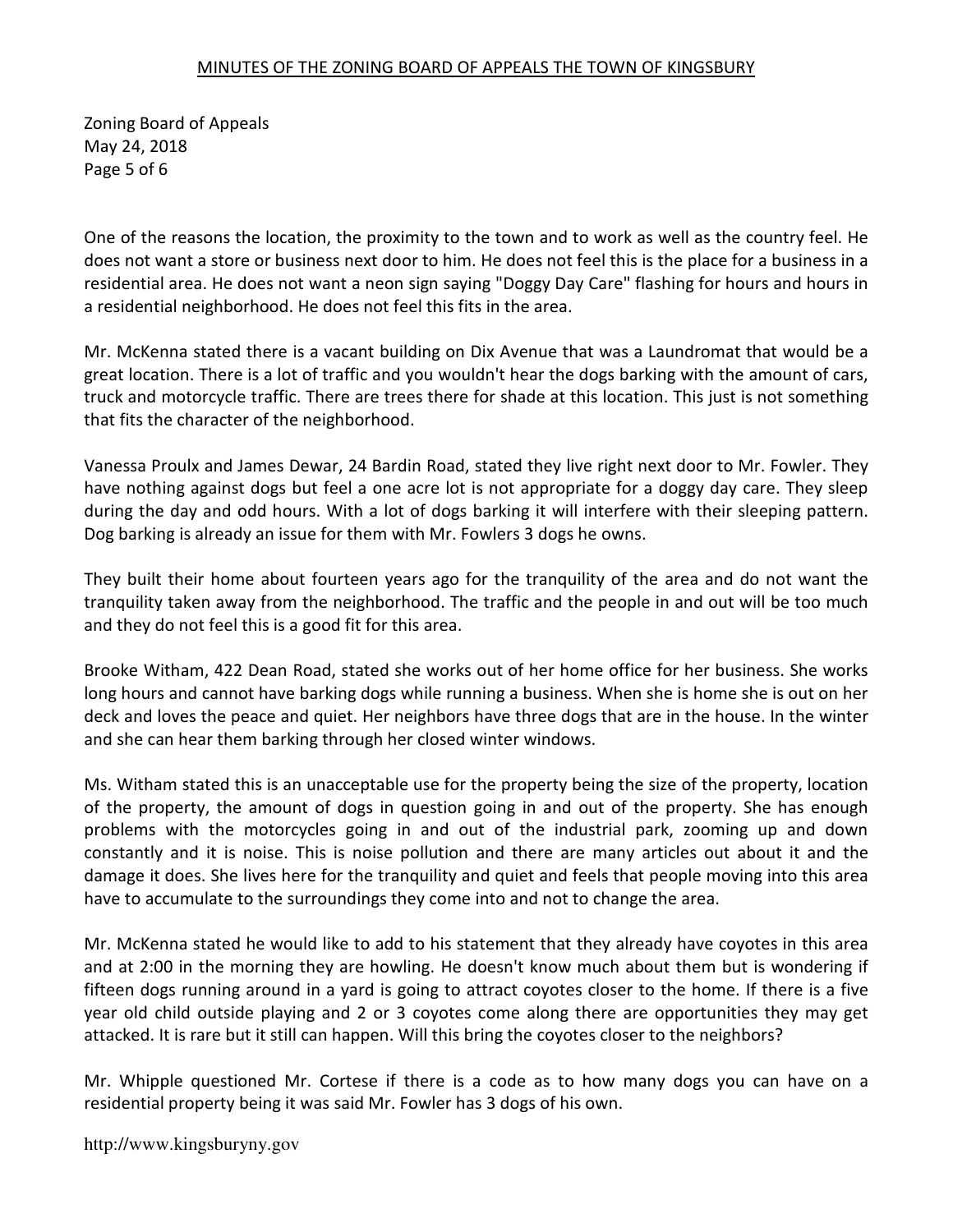One of the reasons the location, the proximity to the town and to work as well as the country feel. He does not want a store or business next door to him. He does not feel this is the place for a business in a residential area. He does not want a neon sign saying "Doggy Day Care" flashing for hours and hours in a residential neighborhood. He does not feel this fits in the area.

Mr. McKenna stated there is a vacant building on Dix Avenue that was a Laundromat that would be a great location. There is a lot of traffic and you wouldn't hear the dogs barking with the amount of cars, truck and motorcycle traffic. There are trees there for shade at this location. This just is not something that fits the character of the neighborhood.

Vanessa Proulx and James Dewar, 24 Bardin Road, stated they live right next door to Mr. Fowler. They have nothing against dogs but feel a one acre lot is not appropriate for a doggy day care. They sleep during the day and odd hours. With a lot of dogs barking it will interfere with their sleeping pattern. Dog barking is already an issue for them with Mr. Fowlers 3 dogs he owns.

They built their home about fourteen years ago for the tranquility of the area and do not want the tranquility taken away from the neighborhood. The traffic and the people in and out will be too much and they do not feel this is a good fit for this area.

Brooke Witham, 422 Dean Road, stated she works out of her home office for her business. She works long hours and cannot have barking dogs while running a business. When she is home she is out on her deck and loves the peace and quiet. Her neighbors have three dogs that are in the house. In the winter and she can hear them barking through her closed winter windows.

Ms. Witham stated this is an unacceptable use for the property being the size of the property, location of the property, the amount of dogs in question going in and out of the property. She has enough problems with the motorcycles going in and out of the industrial park, zooming up and down constantly and it is noise. This is noise pollution and there are many articles out about it and the damage it does. She lives here for the tranquility and quiet and feels that people moving into this area have to accumulate to the surroundings they come into and not to change the area.

Mr. McKenna stated he would like to add to his statement that they already have coyotes in this area and at 2:00 in the morning they are howling. He doesn't know much about them but is wondering if fifteen dogs running around in a yard is going to attract coyotes closer to the home. If there is a five year old child outside playing and 2 or 3 coyotes come along there are opportunities they may get attacked. It is rare but it still can happen. Will this bring the coyotes closer to the neighbors?

Mr. Whipple questioned Mr. Cortese if there is a code as to how many dogs you can have on a residential property being it was said Mr. Fowler has 3 dogs of his own.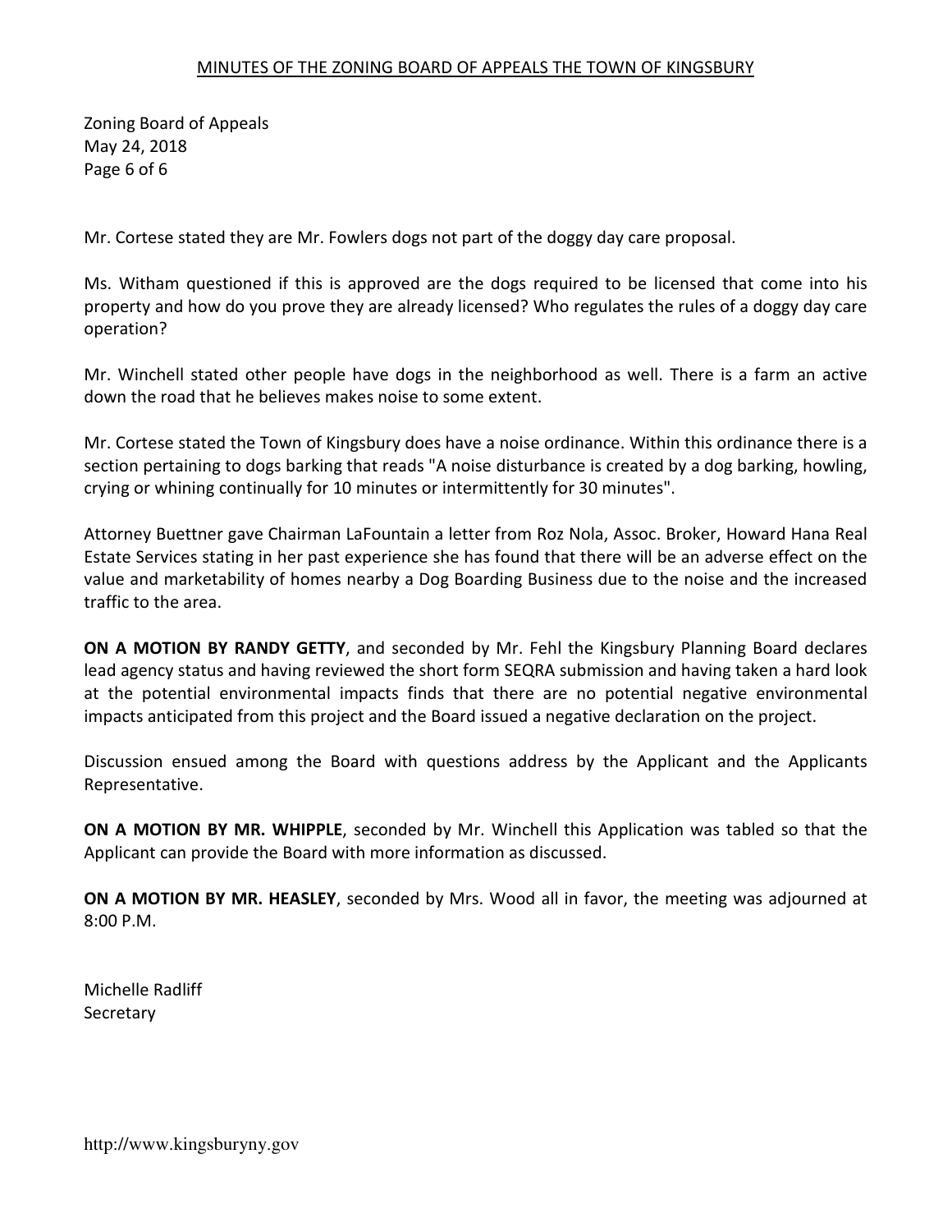Mr. Cortese stated they are Mr. Fowlers dogs not part of the doggy day care proposal.

Ms. Witham questioned if this is approved are the dogs required to be licensed that come into his property and how do you prove they are already licensed? Who regulates the rules of a doggy day care operation?

Mr. Winchell stated other people have dogs in the neighborhood as well. There is a farm an active down the road that he believes makes noise to some extent.

Mr. Cortese stated the Town of Kingsbury does have a noise ordinance. Within this ordinance there is a section pertaining to dogs barking that reads "A noise disturbance is created by a dog barking, howling, crying or whining continually for 10 minutes or intermittently for 30 minutes".

Attorney Buettner gave Chairman LaFountain a letter from Roz Nola, Assoc. Broker, Howard Hana Real Estate Services stating in her past experience she has found that there will be an adverse effect on the value and marketability of homes nearby a Dog Boarding Business due to the noise and the increased traffic to the area.

**ON A MOTION BY RANDY GETTY**, and seconded by Mr. Fehl the Kingsbury Planning Board declares lead agency status and having reviewed the short form SEQRA submission and having taken a hard look at the potential environmental impacts finds that there are no potential negative environmental impacts anticipated from this project and the Board issued a negative declaration on the project.

Discussion ensued among the Board with questions address by the Applicant and the Applicants Representative.

**ON A MOTION BY MR. WHIPPLE**, seconded by Mr. Winchell this Application was tabled so that the Applicant can provide the Board with more information as discussed.

**ON A MOTION BY MR. HEASLEY**, seconded by Mrs. Wood all in favor, the meeting was adjourned at 8:00 P.M.

Michelle Radliff
Secretary